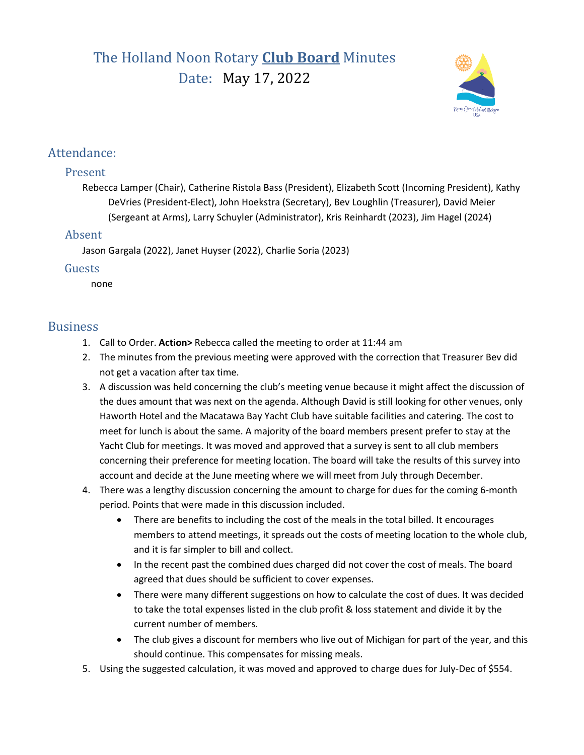# The Holland Noon Rotary **Club Board** Minutes

Date: May 17, 2022

## Attendance:

### Present

Rebecca Lamper (Chair), Catherine Ristola Bass (President), Elizabeth Scott (Incoming President), Kathy DeVries (President-Elect), John Hoekstra (Secretary), Bev Loughlin (Treasurer), David Meier (Sergeant at Arms), Larry Schuyler (Administrator), Kris Reinhardt (2023), Jim Hagel (2024)

### Absent

Jason Gargala (2022), Janet Huyser (2022), Charlie Soria (2023)

### Guests

none

## Business

1. Call to Order. **Action>** Rebecca called the meeting to order at 11:44 am
2. The minutes from the previous meeting were approved with the correction that Treasurer Bev did not get a vacation after tax time.
3. A discussion was held concerning the club's meeting venue because it might affect the discussion of the dues amount that was next on the agenda. Although David is still looking for other venues, only Haworth Hotel and the Macatawa Bay Yacht Club have suitable facilities and catering. The cost to meet for lunch is about the same. A majority of the board members present prefer to stay at the Yacht Club for meetings. It was moved and approved that a survey is sent to all club members concerning their preference for meeting location. The board will take the results of this survey into account and decide at the June meeting where we will meet from July through December.
4. There was a lengthy discussion concerning the amount to charge for dues for the coming 6-month period. Points that were made in this discussion included.
   - There are benefits to including the cost of the meals in the total billed. It encourages members to attend meetings, it spreads out the costs of meeting location to the whole club, and it is far simpler to bill and collect.
   - In the recent past the combined dues charged did not cover the cost of meals. The board agreed that dues should be sufficient to cover expenses.
   - There were many different suggestions on how to calculate the cost of dues. It was decided to take the total expenses listed in the club profit & loss statement and divide it by the current number of members.
   - The club gives a discount for members who live out of Michigan for part of the year, and this should continue. This compensates for missing meals.
5. Using the suggested calculation, it was moved and approved to charge dues for July-Dec of $554.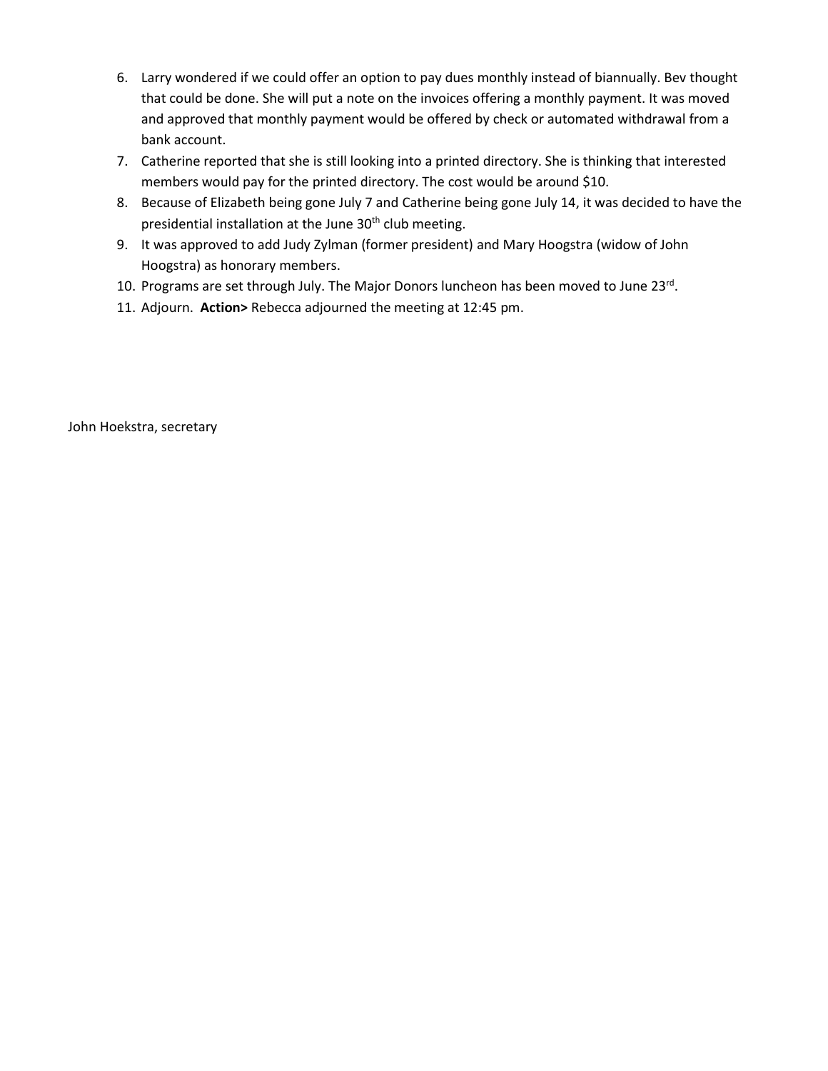6. Larry wondered if we could offer an option to pay dues monthly instead of biannually. Bev thought that could be done. She will put a note on the invoices offering a monthly payment. It was moved and approved that monthly payment would be offered by check or automated withdrawal from a bank account.
7. Catherine reported that she is still looking into a printed directory. She is thinking that interested members would pay for the printed directory. The cost would be around $10.
8. Because of Elizabeth being gone July 7 and Catherine being gone July 14, it was decided to have the presidential installation at the June 30th club meeting.
9. It was approved to add Judy Zylman (former president) and Mary Hoogstra (widow of John Hoogstra) as honorary members.
10. Programs are set through July. The Major Donors luncheon has been moved to June 23rd.
11. Adjourn. **Action>** Rebecca adjourned the meeting at 12:45 pm.

John Hoekstra, secretary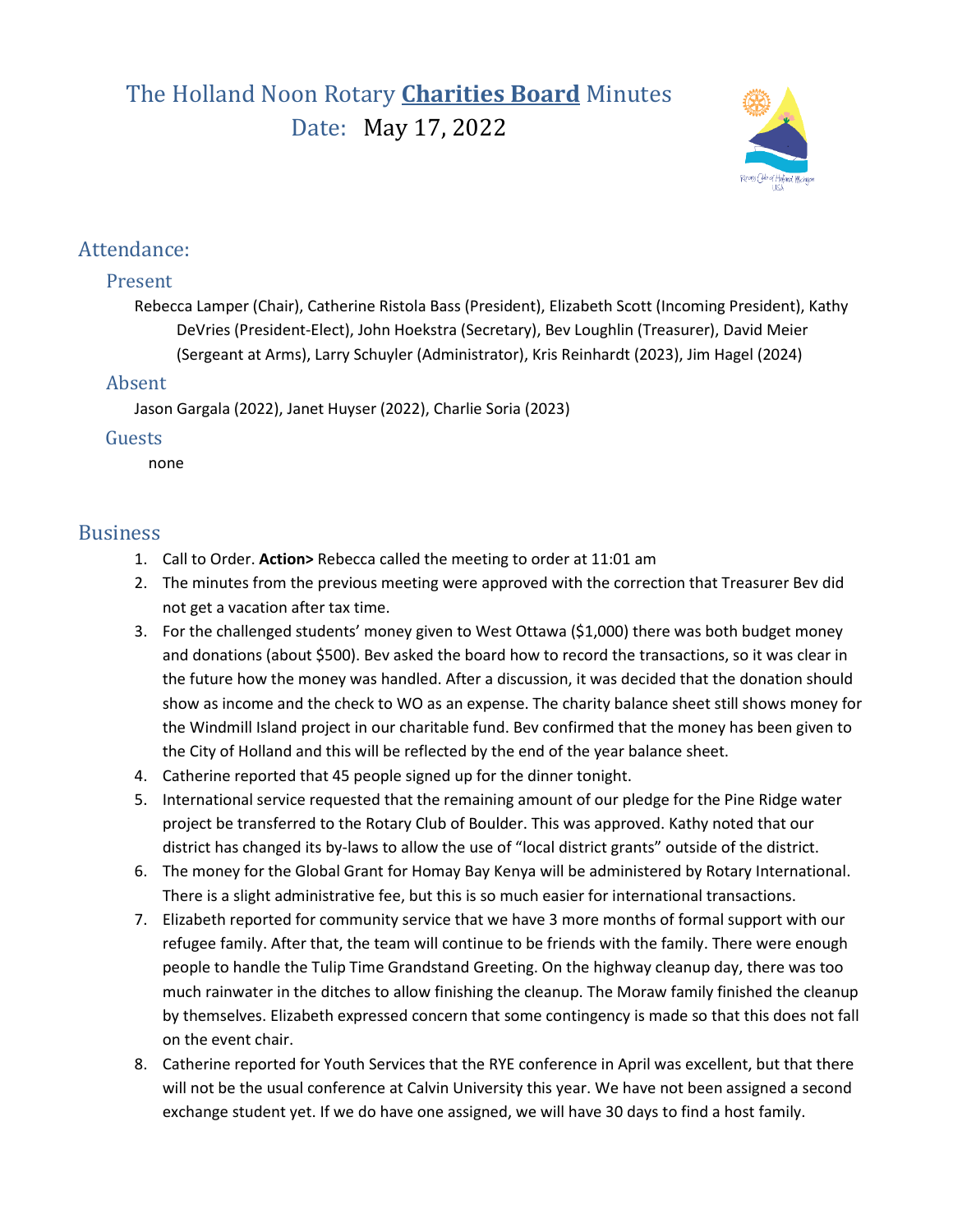# The Holland Noon Rotary **Charities Board** Minutes

Date: May 17, 2022

## Attendance:

### Present

Rebecca Lamper (Chair), Catherine Ristola Bass (President), Elizabeth Scott (Incoming President), Kathy DeVries (President-Elect), John Hoekstra (Secretary), Bev Loughlin (Treasurer), David Meier (Sergeant at Arms), Larry Schuyler (Administrator), Kris Reinhardt (2023), Jim Hagel (2024)

### Absent

Jason Gargala (2022), Janet Huyser (2022), Charlie Soria (2023)

### Guests

none

## Business

1. Call to Order. **Action>** Rebecca called the meeting to order at 11:01 am
2. The minutes from the previous meeting were approved with the correction that Treasurer Bev did not get a vacation after tax time.
3. For the challenged students' money given to West Ottawa ($1,000) there was both budget money and donations (about $500). Bev asked the board how to record the transactions, so it was clear in the future how the money was handled. After a discussion, it was decided that the donation should show as income and the check to WO as an expense. The charity balance sheet still shows money for the Windmill Island project in our charitable fund. Bev confirmed that the money has been given to the City of Holland and this will be reflected by the end of the year balance sheet.
4. Catherine reported that 45 people signed up for the dinner tonight.
5. International service requested that the remaining amount of our pledge for the Pine Ridge water project be transferred to the Rotary Club of Boulder. This was approved. Kathy noted that our district has changed its by-laws to allow the use of "local district grants" outside of the district.
6. The money for the Global Grant for Homay Bay Kenya will be administered by Rotary International. There is a slight administrative fee, but this is so much easier for international transactions.
7. Elizabeth reported for community service that we have 3 more months of formal support with our refugee family. After that, the team will continue to be friends with the family. There were enough people to handle the Tulip Time Grandstand Greeting. On the highway cleanup day, there was too much rainwater in the ditches to allow finishing the cleanup. The Moraw family finished the cleanup by themselves. Elizabeth expressed concern that some contingency is made so that this does not fall on the event chair.
8. Catherine reported for Youth Services that the RYE conference in April was excellent, but that there will not be the usual conference at Calvin University this year. We have not been assigned a second exchange student yet. If we do have one assigned, we will have 30 days to find a host family.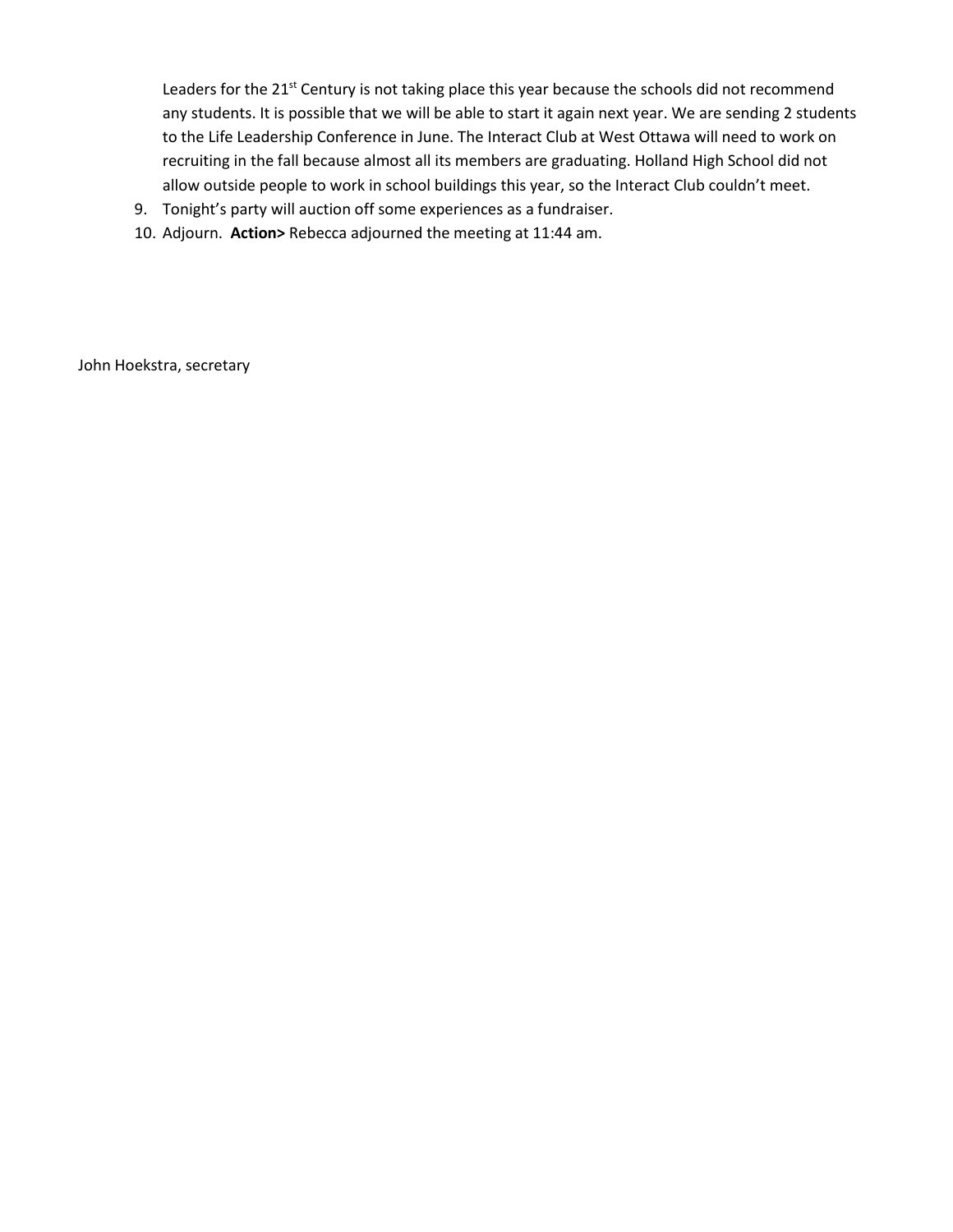Leaders for the 21st Century is not taking place this year because the schools did not recommend any students. It is possible that we will be able to start it again next year. We are sending 2 students to the Life Leadership Conference in June. The Interact Club at West Ottawa will need to work on recruiting in the fall because almost all its members are graduating. Holland High School did not allow outside people to work in school buildings this year, so the Interact Club couldn't meet.

9. Tonight's party will auction off some experiences as a fundraiser.
10. Adjourn. **Action>** Rebecca adjourned the meeting at 11:44 am.

John Hoekstra, secretary